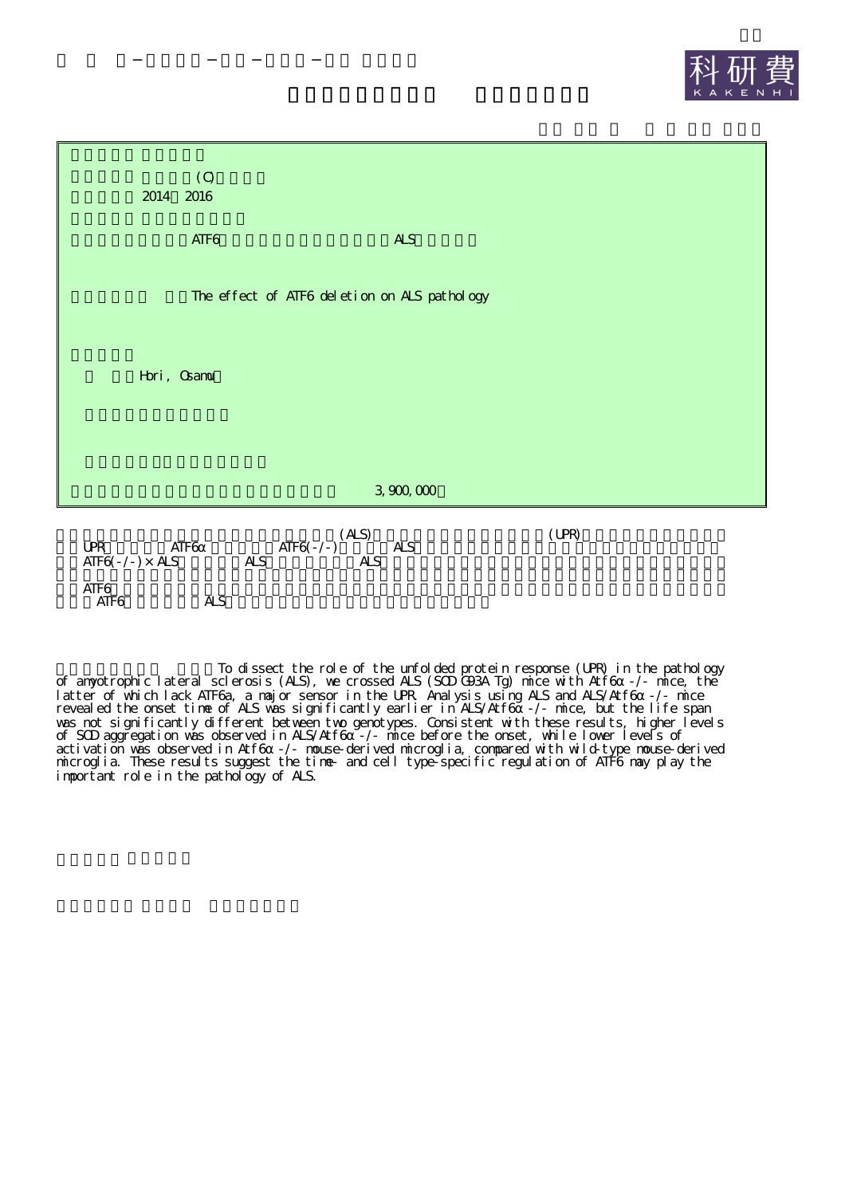2014～2016

ATF6 ALS

The effect of ATF6 deletion on ALS pathology

Hori, Osamu

3,900,000

(ALS) (UPR)
UPR ATF6α ATF6(-/-) ALS
ATF6(-/-) × ALS ALS ALS

ATF6
ATF6 ALS

To dissect the role of the unfolded protein response (UPR) in the pathology of amyotrophic lateral sclerosis (ALS), we crossed ALS (SOD G93A Tg) mice with Atf6α -/- mice, the latter of which lack ATF6a, a major sensor in the UPR. Analysis using ALS and ALS/Atf6α -/- mice revealed the onset time of ALS was significantly earlier in ALS/Atf6α -/- mice, but the life span was not significantly different between two genotypes. Consistent with these results, higher levels of SOD aggregation was observed in ALS/Atf6α -/- mice before the onset, while lower levels of activation was observed in Atf6α -/- mouse-derived microglia, compared with wild-type mouse-derived microglia. These results suggest the time- and cell type-specific regulation of ATF6 may play the important role in the pathology of ALS.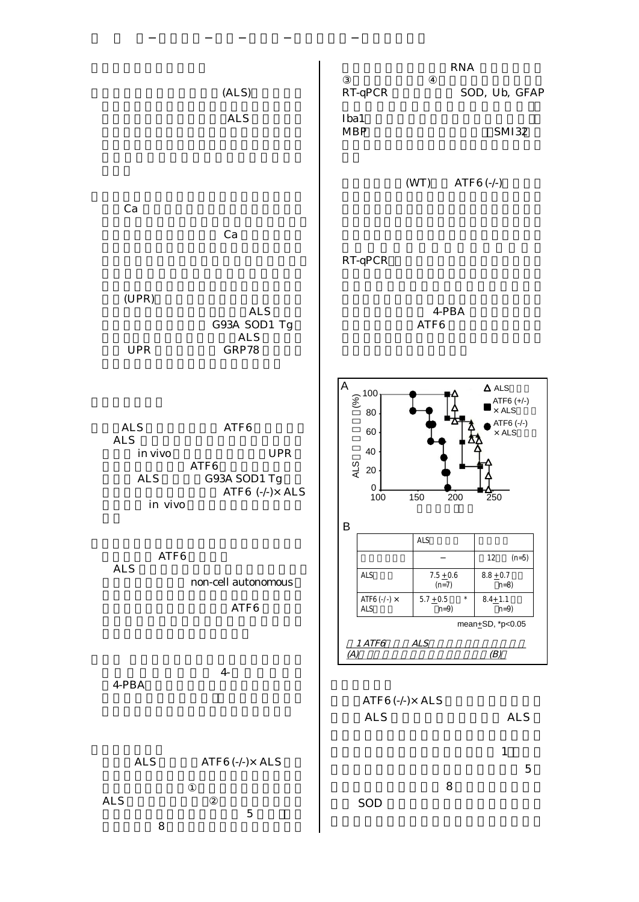(ALS)

ALS

Ca

Ca

(UPR)

ALS

G93A SOD1 Tg

ALS

UPR GRP78

ALS ATF6

ALS

in vivo UPR

ATF6

ALS G93A SOD1 Tg

ATF6 (-/-)× ALS

in vivo

ATF6

ALS

non-cell autonomous

ATF6

4-

4-PBA

ALS ATF6 (-/-)× ALS

①

ALS ②

5

8

RNA

③ ④

RT-qPCR SOD, Ub, GFAP

Iba1

MBP SMI32

(WT) ATF6 (-/-)

RT-qPCR

4-PBA

ATF6

A

B

| | ALS | |
|---|---|---|
| | − | 12 (n=5) |
| ALS | $7.5 \pm 0.6$ (n=7) | $8.8 \pm 0.7$ (n=8) |
| ATF6 (-/-) × ALS | $5.7 \pm 0.5$ * (n=9) | $8.4 \pm 1.1$ (n=9) |

mean±SD, *$p<0.05$

1 ATF6 ALS (A) (B)

ATF6 (-/-)× ALS

ALS ALS

1

5

8

SOD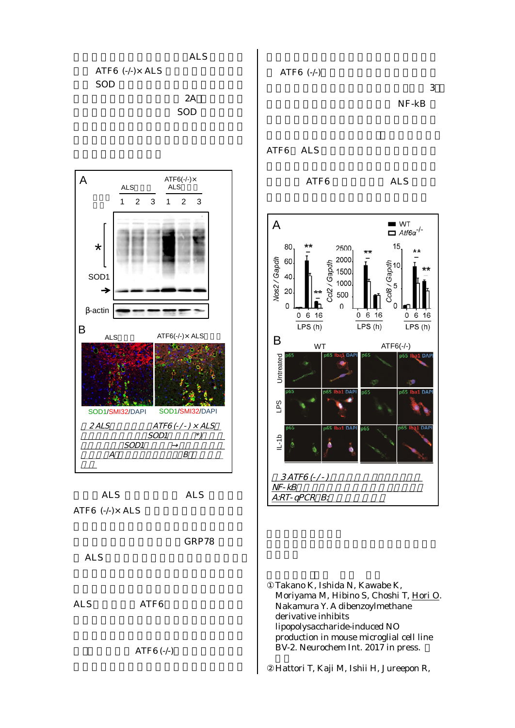ALS

ATF6 (-/-)× ALS

SOD

2A

SOD

A

| | ALS | | | ATF6(-/-)× ALS | | |
|---|---|---|---|---|---|---|
| | 1 | 2 | 3 | 1 | 2 | 3 |

*

SOD1

β-actin

B

ALS

ATF6(-/-)× ALS

SOD1/SMI32/DAPI

SOD1/SMI32/DAPI

2 ALS ATF6 (-/-) × ALS

SOD1 (*)

SOD1 →

A B

ALS ALS

ATF6 (-/-)× ALS

GRP78

ALS

ALS ATF6

ATF6 (-/-)

ATF6 (-/-)

3

NF-kB

ATF6 ALS

ATF6 ALS

A

WT

$Atf6\alpha^{-/-}$

$Nos2$ / $Gapdh$

$Ccl2$ / $Gapdh$

$Ccl8$ / $Gapdh$

LPS (h)

B

WT

ATF6(-/-)

Untreated

LPS

IL-1b

p65

p65 Iba1 DAPI

3 ATF6 (-/-)

NF-kB

A:RT-qPCR B:

① Takano K, Ishida N, Kawabe K, Moriyama M, Hibino S, Choshi T, Hori O. Nakamura Y. A dibenzoylmethane derivative inhibits lipopolysaccharide-induced NO production in mouse microglial cell line BV-2. Neurochem Int. 2017 in press.

② Hattori T, Kaji M, Ishii H, Jureepon R,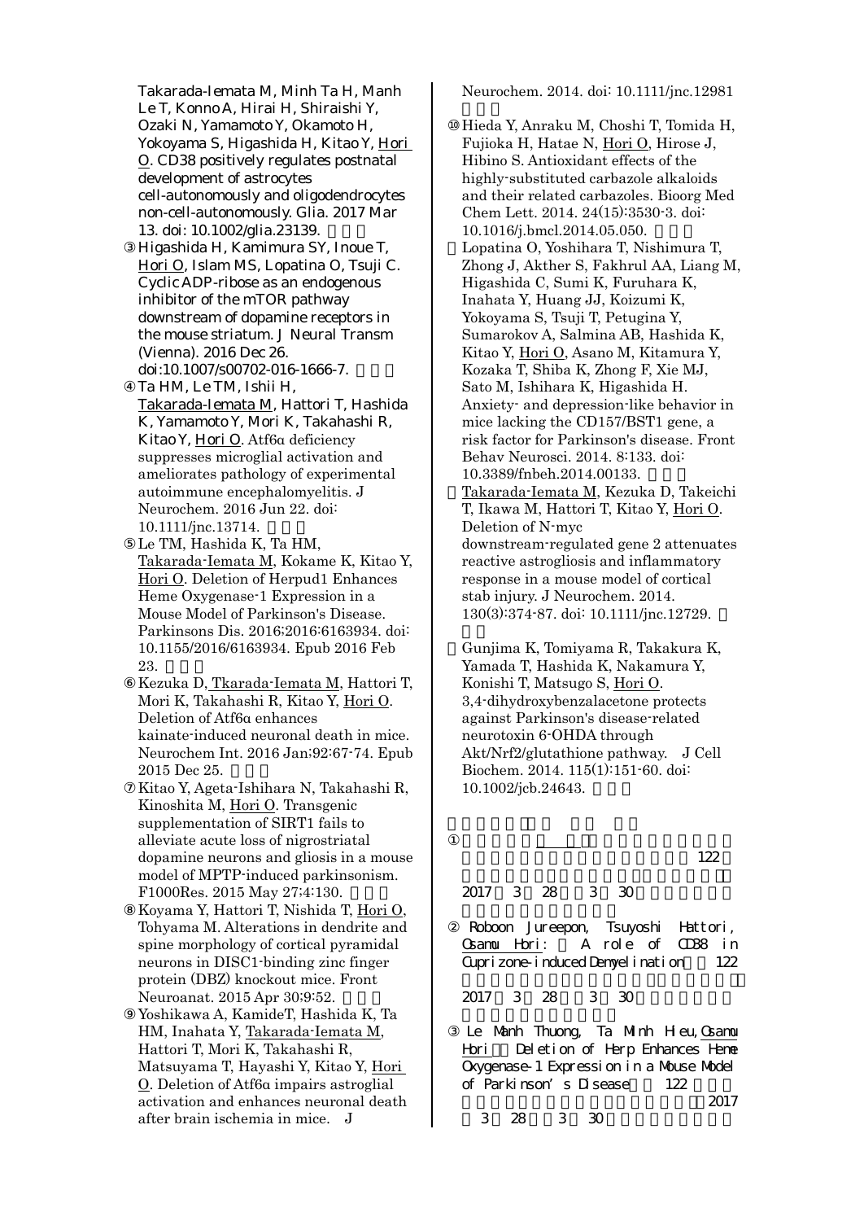Takarada-Iemata M, Minh Ta H, Manh Le T, Konno A, Hirai H, Shiraishi Y, Ozaki N, Yamamoto Y, Okamoto H, Yokoyama S, Higashida H, Kitao Y, Hori O. CD38 positively regulates postnatal development of astrocytes cell-autonomously and oligodendrocytes non-cell-autonomously. Glia. 2017 Mar 13. doi: 10.1002/glia.23139.

③ Higashida H, Kamimura SY, Inoue T, Hori O, Islam MS, Lopatina O, Tsuji C. Cyclic ADP-ribose as an endogenous inhibitor of the mTOR pathway downstream of dopamine receptors in the mouse striatum. J Neural Transm (Vienna). 2016 Dec 26. doi:10.1007/s00702-016-1666-7.

④ Ta HM, Le TM, Ishii H, Takarada-Iemata M, Hattori T, Hashida K, Yamamoto Y, Mori K, Takahashi R, Kitao Y, Hori O. Atf6α deficiency suppresses microglial activation and ameliorates pathology of experimental autoimmune encephalomyelitis. J Neurochem. 2016 Jun 22. doi: 10.1111/jnc.13714.

⑤ Le TM, Hashida K, Ta HM, Takarada-Iemata M, Kokame K, Kitao Y, Hori O. Deletion of Herpud1 Enhances Heme Oxygenase-1 Expression in a Mouse Model of Parkinson's Disease. Parkinsons Dis. 2016;2016:6163934. doi: 10.1155/2016/6163934. Epub 2016 Feb 23.

⑥ Kezuka D, Tkarada-Iemata M, Hattori T, Mori K, Takahashi R, Kitao Y, Hori O. Deletion of Atf6α enhances kainate-induced neuronal death in mice. Neurochem Int. 2016 Jan;92:67-74. Epub 2015 Dec 25.

⑦ Kitao Y, Ageta-Ishihara N, Takahashi R, Kinoshita M, Hori O. Transgenic supplementation of SIRT1 fails to alleviate acute loss of nigrostriatal dopamine neurons and gliosis in a mouse model of MPTP-induced parkinsonism. F1000Res. 2015 May 27;4:130.

⑧ Koyama Y, Hattori T, Nishida T, Hori O, Tohyama M. Alterations in dendrite and spine morphology of cortical pyramidal neurons in DISC1-binding zinc finger protein (DBZ) knockout mice. Front Neuroanat. 2015 Apr 30;9:52.

⑨ Yoshikawa A, KamideT, Hashida K, Ta HM, Inahata Y, Takarada-Iemata M, Hattori T, Mori K, Takahashi R, Matsuyama T, Hayashi Y, Kitao Y, Hori O. Deletion of Atf6α impairs astroglial activation and enhances neuronal death after brain ischemia in mice. J Neurochem. 2014. doi: 10.1111/jnc.12981

⑩ Hieda Y, Anraku M, Choshi T, Tomida H, Fujioka H, Hatae N, Hori O, Hirose J, Hibino S. Antioxidant effects of the highly-substituted carbazole alkaloids and their related carbazoles. Bioorg Med Chem Lett. 2014. 24(15):3530-3. doi: 10.1016/j.bmcl.2014.05.050.

⑪ Lopatina O, Yoshihara T, Nishimura T, Zhong J, Akther S, Fakhrul AA, Liang M, Higashida C, Sumi K, Furuhara K, Inahata Y, Huang JJ, Koizumi K, Yokoyama S, Tsuji T, Petugina Y, Sumarokov A, Salmina AB, Hashida K, Kitao Y, Hori O, Asano M, Kitamura Y, Kozaka T, Shiba K, Zhong F, Xie MJ, Sato M, Ishihara K, Higashida H. Anxiety- and depression-like behavior in mice lacking the CD157/BST1 gene, a risk factor for Parkinson's disease. Front Behav Neurosci. 2014. 8:133. doi: 10.3389/fnbeh.2014.00133.

⑫ Takarada-Iemata M, Kezuka D, Takeichi T, Ikawa M, Hattori T, Kitao Y, Hori O. Deletion of N-myc downstream-regulated gene 2 attenuates reactive astrogliosis and inflammatory response in a mouse model of cortical stab injury. J Neurochem. 2014. 130(3):374-87. doi: 10.1111/jnc.12729.

⑬ Gunjima K, Tomiyama R, Takakura K, Yamada T, Hashida K, Nakamura Y, Konishi T, Matsugo S, Hori O. 3,4-dihydroxybenzalacetone protects against Parkinson's disease-related neurotoxin 6-OHDA through Akt/Nrf2/glutathione pathway. J Cell Biochem. 2014. 115(1):151-60. doi: 10.1002/jcb.24643.

①

122

2017 3 28 3 30

② Roboon Jureepon, Tsuyoshi Hattori, Osamu Hori: A role of CD38 in Cuprizone-induced Demyelination 122

2017 3 28 3 30

③ Le Manh Thuong, Ta Minh Hieu, Osamu Hori: Deletion of Herp Enhances Heme Oxygenase-1 Expression in a Mouse Model of Parkinson's Disease 122

2017 3 28 3 30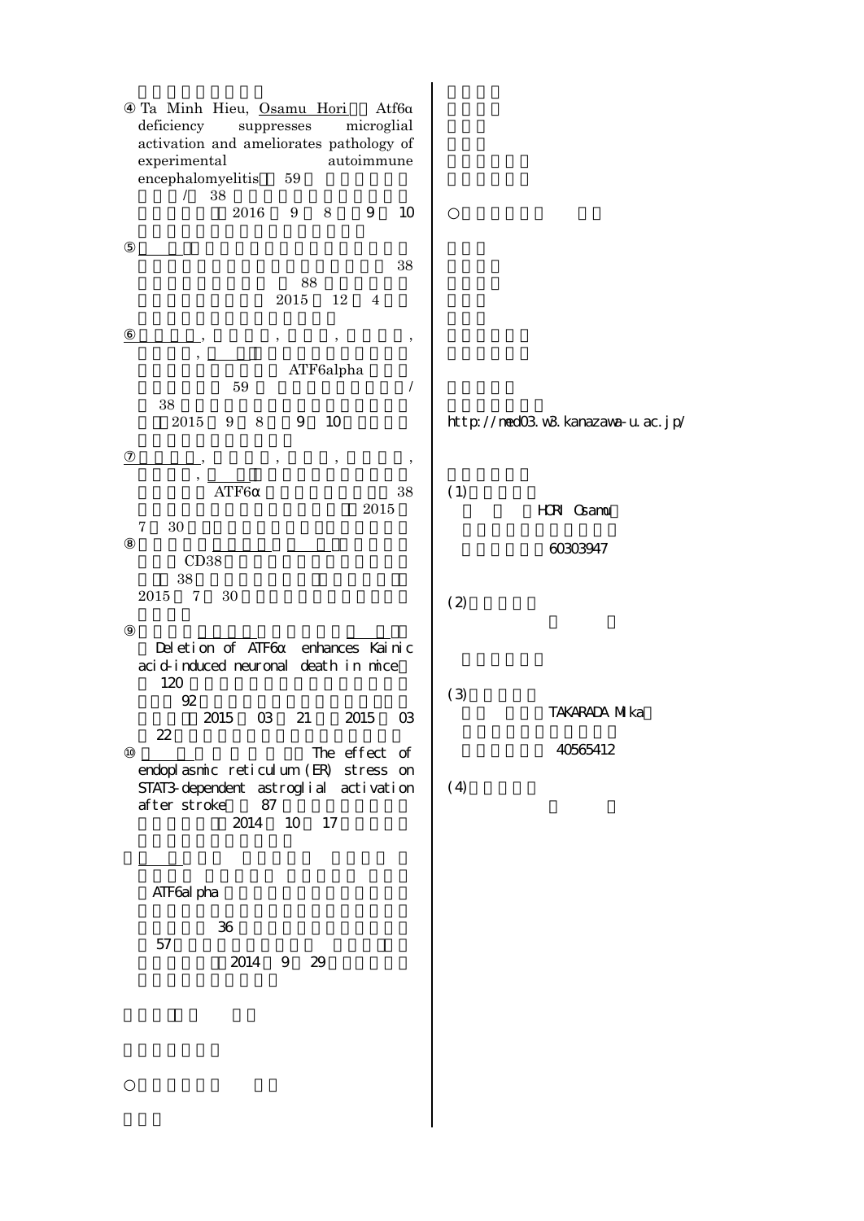④ Ta Minh Hieu, Osamu Hori, Atf6α deficiency suppresses microglial activation and ameliorates pathology of experimental autoimmune encephalomyelitis, 59 / 38, 2016 9 8 9 10

⑤ 38 88 2015 12 4

⑥ , , , , , ATF6alpha 59 / 38 2015 9 8 9 10

⑦ , , , , , ATF6α 38 2015 7 30

⑧ CD38 38 2015 7 30

⑨ Deletion of ATF6α enhances Kainic acid-induced neuronal death in mice 120 92 2015 03 21 2015 03 22

⑩ The effect of endoplasmic reticulum (ER) stress on STAT3-dependent astroglial activation after stroke 87 2014 10 17

ATF6alpha 36 57 2014 9 29

○

○

http://med03.w3.kanazawa-u.ac.jp/

(1) HORI Osamu

60303947

(2)

(3) TAKARADA Mika

40565412

(4)